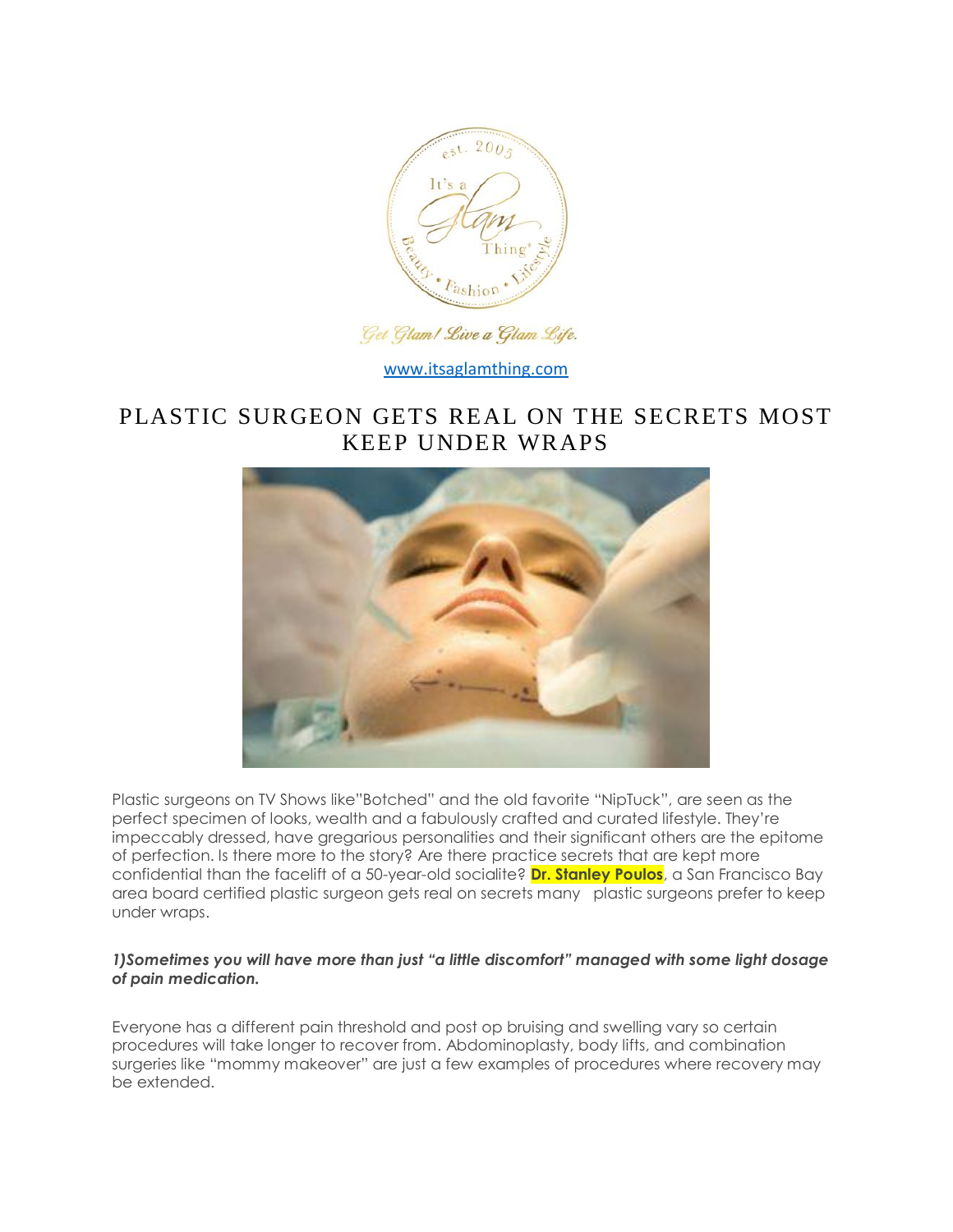Get Glam! Live a Glam Life.

www.itsaglamthing.com

# PLASTIC SURGEON GETS REAL ON THE SECRETS MOST KEEP UNDER WRAPS

Plastic surgeons on TV Shows like"Botched" and the old favorite "NipTuck", are seen as the perfect specimen of looks, wealth and a fabulously crafted and curated lifestyle. They're impeccably dressed, have gregarious personalities and their significant others are the epitome of perfection. Is there more to the story? Are there practice secrets that are kept more confidential than the facelift of a 50-year-old socialite? **Dr. Stanley Poulos**, a San Francisco Bay area board certified plastic surgeon gets real on secrets many plastic surgeons prefer to keep under wraps.

***1)Sometimes you will have more than just "a little discomfort" managed with some light dosage of pain medication.***

Everyone has a different pain threshold and post op bruising and swelling vary so certain procedures will take longer to recover from. Abdominoplasty, body lifts, and combination surgeries like "mommy makeover" are just a few examples of procedures where recovery may be extended.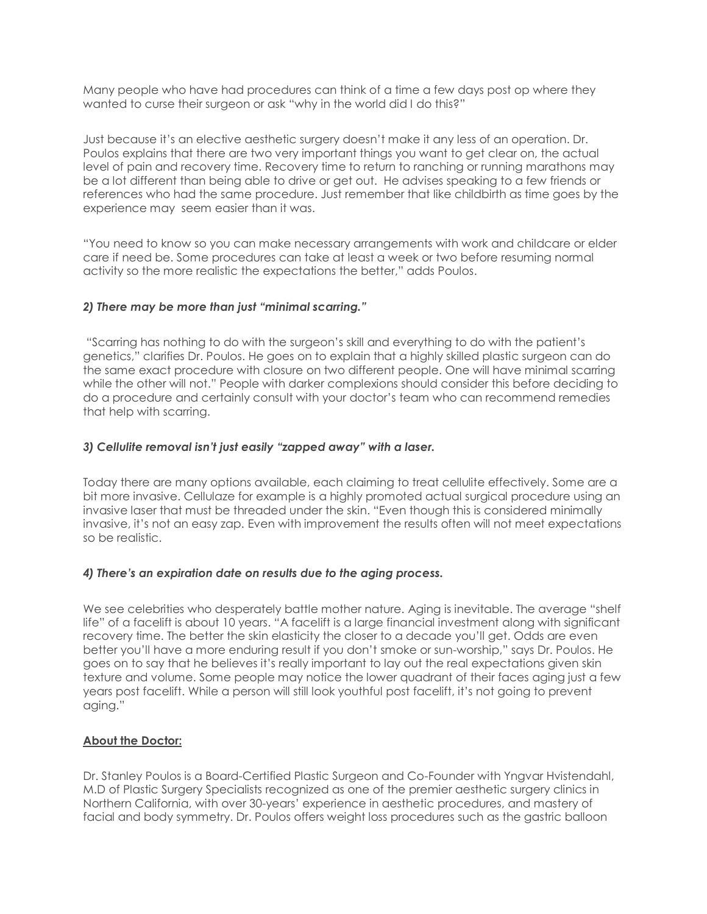Many people who have had procedures can think of a time a few days post op where they wanted to curse their surgeon or ask "why in the world did I do this?"

Just because it's an elective aesthetic surgery doesn't make it any less of an operation. Dr. Poulos explains that there are two very important things you want to get clear on, the actual level of pain and recovery time. Recovery time to return to ranching or running marathons may be a lot different than being able to drive or get out. He advises speaking to a few friends or references who had the same procedure. Just remember that like childbirth as time goes by the experience may seem easier than it was.

"You need to know so you can make necessary arrangements with work and childcare or elder care if need be. Some procedures can take at least a week or two before resuming normal activity so the more realistic the expectations the better," adds Poulos.

***2) There may be more than just "minimal scarring."***

"Scarring has nothing to do with the surgeon's skill and everything to do with the patient's genetics," clarifies Dr. Poulos. He goes on to explain that a highly skilled plastic surgeon can do the same exact procedure with closure on two different people. One will have minimal scarring while the other will not." People with darker complexions should consider this before deciding to do a procedure and certainly consult with your doctor's team who can recommend remedies that help with scarring.

***3) Cellulite removal isn't just easily "zapped away" with a laser.***

Today there are many options available, each claiming to treat cellulite effectively. Some are a bit more invasive. Cellulaze for example is a highly promoted actual surgical procedure using an invasive laser that must be threaded under the skin. "Even though this is considered minimally invasive, it's not an easy zap. Even with improvement the results often will not meet expectations so be realistic.

***4) There's an expiration date on results due to the aging process.***

We see celebrities who desperately battle mother nature. Aging is inevitable. The average "shelf life" of a facelift is about 10 years. "A facelift is a large financial investment along with significant recovery time. The better the skin elasticity the closer to a decade you'll get. Odds are even better you'll have a more enduring result if you don't smoke or sun-worship," says Dr. Poulos. He goes on to say that he believes it's really important to lay out the real expectations given skin texture and volume. Some people may notice the lower quadrant of their faces aging just a few years post facelift. While a person will still look youthful post facelift, it's not going to prevent aging."

**About the Doctor:**

Dr. Stanley Poulos is a Board-Certified Plastic Surgeon and Co-Founder with Yngvar Hvistendahl, M.D of Plastic Surgery Specialists recognized as one of the premier aesthetic surgery clinics in Northern California, with over 30-years' experience in aesthetic procedures, and mastery of facial and body symmetry. Dr. Poulos offers weight loss procedures such as the gastric balloon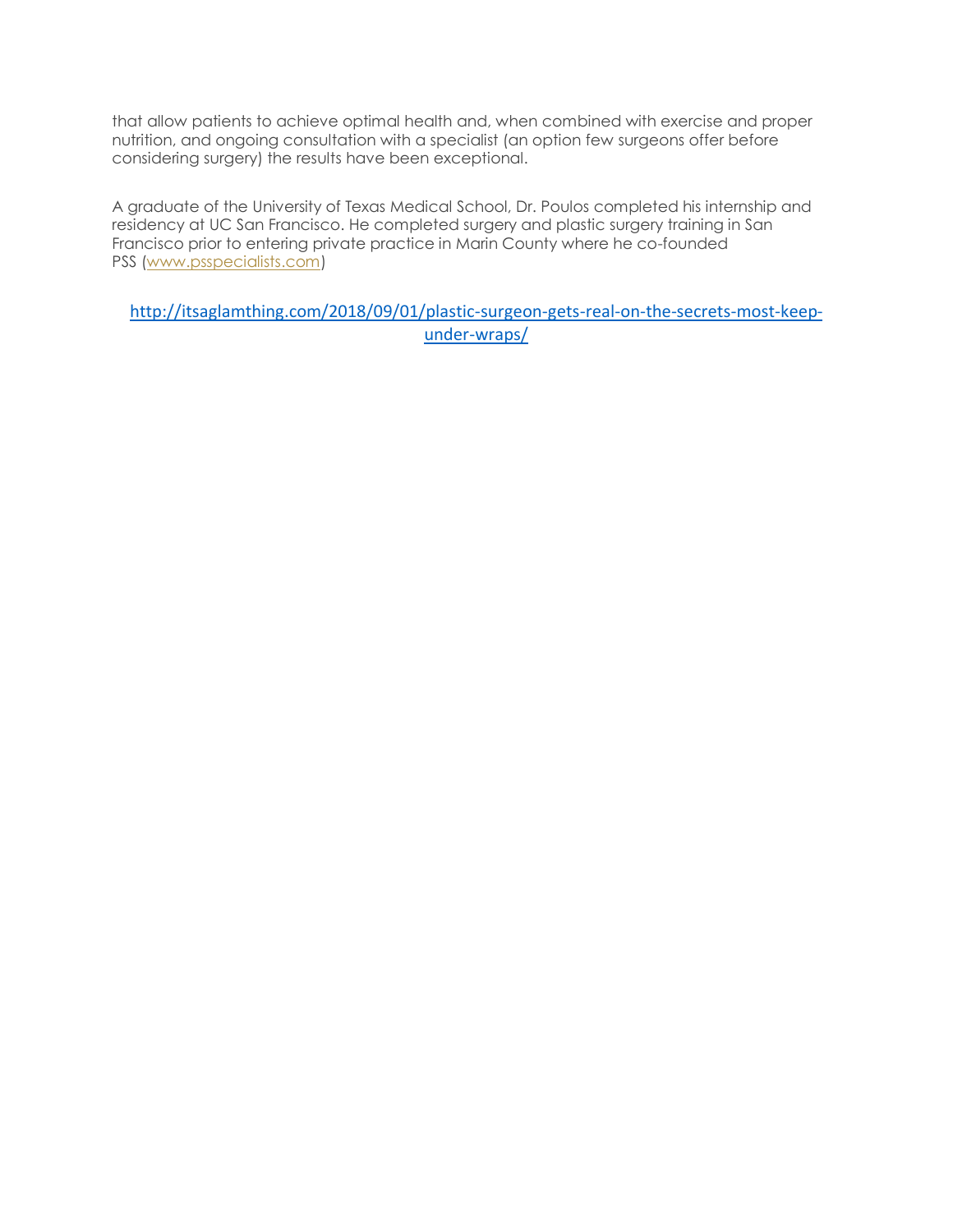that allow patients to achieve optimal health and, when combined with exercise and proper nutrition, and ongoing consultation with a specialist (an option few surgeons offer before considering surgery) the results have been exceptional.

A graduate of the University of Texas Medical School, Dr. Poulos completed his internship and residency at UC San Francisco. He completed surgery and plastic surgery training in San Francisco prior to entering private practice in Marin County where he co-founded PSS ([www.psspecialists.com](http://www.psspecialists.com))

[http://itsaglamthing.com/2018/09/01/plastic-surgeon-gets-real-on-the-secrets-most-keep-under-wraps/](http://itsaglamthing.com/2018/09/01/plastic-surgeon-gets-real-on-the-secrets-most-keep-under-wraps/)